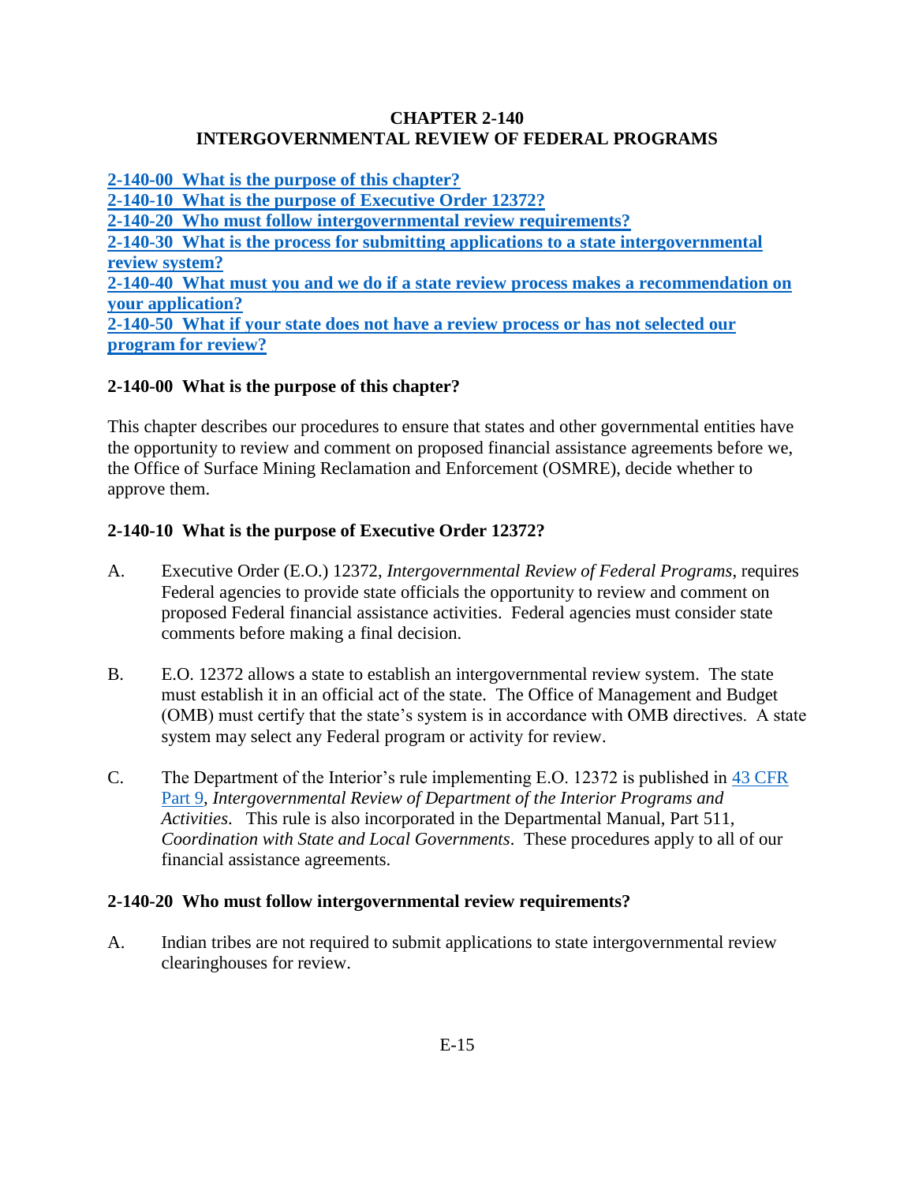# CHAPTER 2-140
# INTERGOVERNMENTAL REVIEW OF FEDERAL PROGRAMS

**[2-140-00 What is the purpose of this chapter?](#)**
**[2-140-10 What is the purpose of Executive Order 12372?](#)**
**[2-140-20 Who must follow intergovernmental review requirements?](#)**
**[2-140-30 What is the process for submitting applications to a state intergovernmental review system?](#)**
**[2-140-40 What must you and we do if a state review process makes a recommendation on your application?](#)**
**[2-140-50 What if your state does not have a review process or has not selected our program for review?](#)**

## 2-140-00 What is the purpose of this chapter?

This chapter describes our procedures to ensure that states and other governmental entities have the opportunity to review and comment on proposed financial assistance agreements before we, the Office of Surface Mining Reclamation and Enforcement (OSMRE), decide whether to approve them.

## 2-140-10 What is the purpose of Executive Order 12372?

A. Executive Order (E.O.) 12372, *Intergovernmental Review of Federal Programs*, requires Federal agencies to provide state officials the opportunity to review and comment on proposed Federal financial assistance activities. Federal agencies must consider state comments before making a final decision.

B. E.O. 12372 allows a state to establish an intergovernmental review system. The state must establish it in an official act of the state. The Office of Management and Budget (OMB) must certify that the state's system is in accordance with OMB directives. A state system may select any Federal program or activity for review.

C. The Department of the Interior's rule implementing E.O. 12372 is published in 43 CFR Part 9, *Intergovernmental Review of Department of the Interior Programs and Activities*. This rule is also incorporated in the Departmental Manual, Part 511, *Coordination with State and Local Governments*. These procedures apply to all of our financial assistance agreements.

## 2-140-20 Who must follow intergovernmental review requirements?

A. Indian tribes are not required to submit applications to state intergovernmental review clearinghouses for review.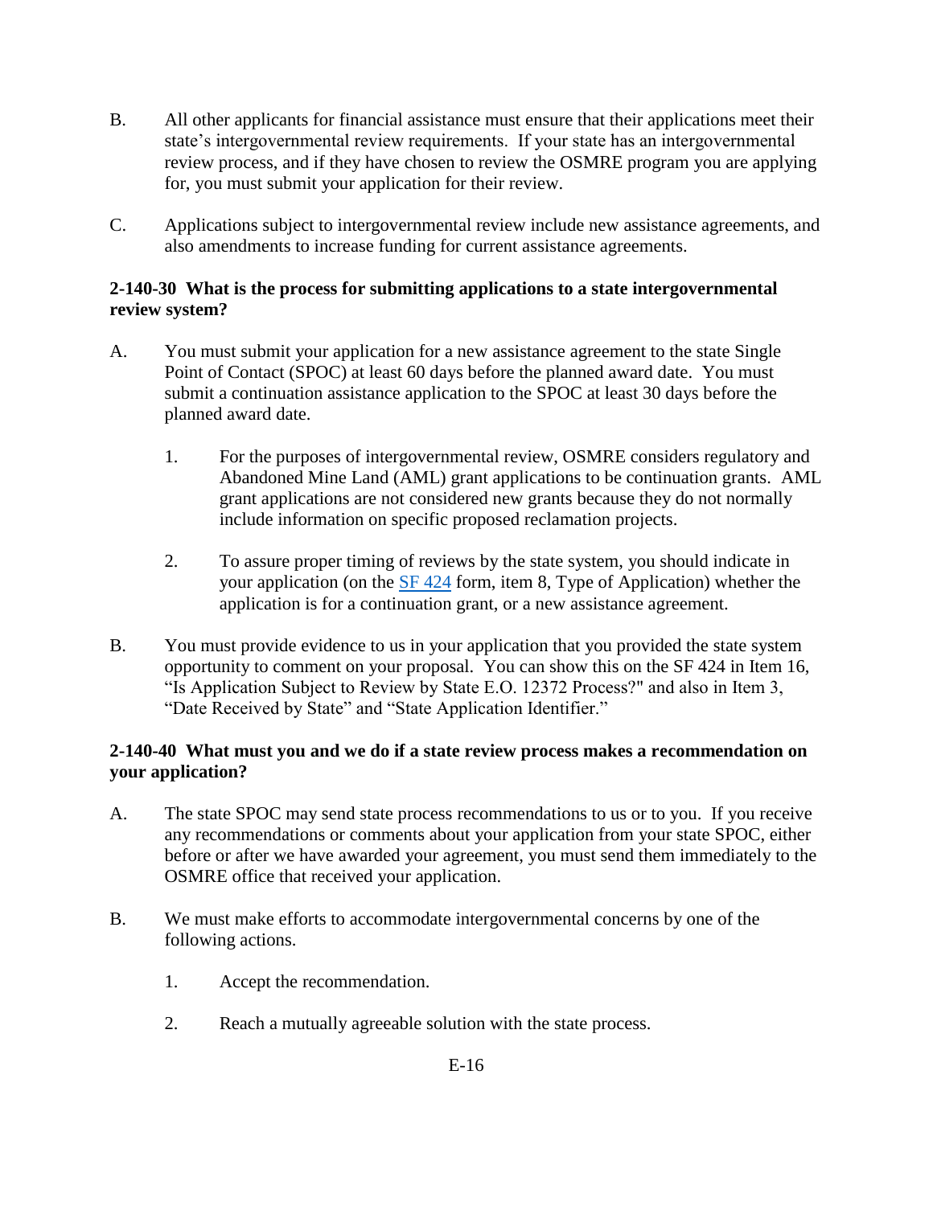B. All other applicants for financial assistance must ensure that their applications meet their state's intergovernmental review requirements. If your state has an intergovernmental review process, and if they have chosen to review the OSMRE program you are applying for, you must submit your application for their review.

C. Applications subject to intergovernmental review include new assistance agreements, and also amendments to increase funding for current assistance agreements.

**2-140-30 What is the process for submitting applications to a state intergovernmental review system?**

A. You must submit your application for a new assistance agreement to the state Single Point of Contact (SPOC) at least 60 days before the planned award date. You must submit a continuation assistance application to the SPOC at least 30 days before the planned award date.

 1. For the purposes of intergovernmental review, OSMRE considers regulatory and Abandoned Mine Land (AML) grant applications to be continuation grants. AML grant applications are not considered new grants because they do not normally include information on specific proposed reclamation projects.

 2. To assure proper timing of reviews by the state system, you should indicate in your application (on the [SF 424]() form, item 8, Type of Application) whether the application is for a continuation grant, or a new assistance agreement.

B. You must provide evidence to us in your application that you provided the state system opportunity to comment on your proposal. You can show this on the SF 424 in Item 16, "Is Application Subject to Review by State E.O. 12372 Process?" and also in Item 3, "Date Received by State" and "State Application Identifier."

**2-140-40 What must you and we do if a state review process makes a recommendation on your application?**

A. The state SPOC may send state process recommendations to us or to you. If you receive any recommendations or comments about your application from your state SPOC, either before or after we have awarded your agreement, you must send them immediately to the OSMRE office that received your application.

B. We must make efforts to accommodate intergovernmental concerns by one of the following actions.

 1. Accept the recommendation.

 2. Reach a mutually agreeable solution with the state process.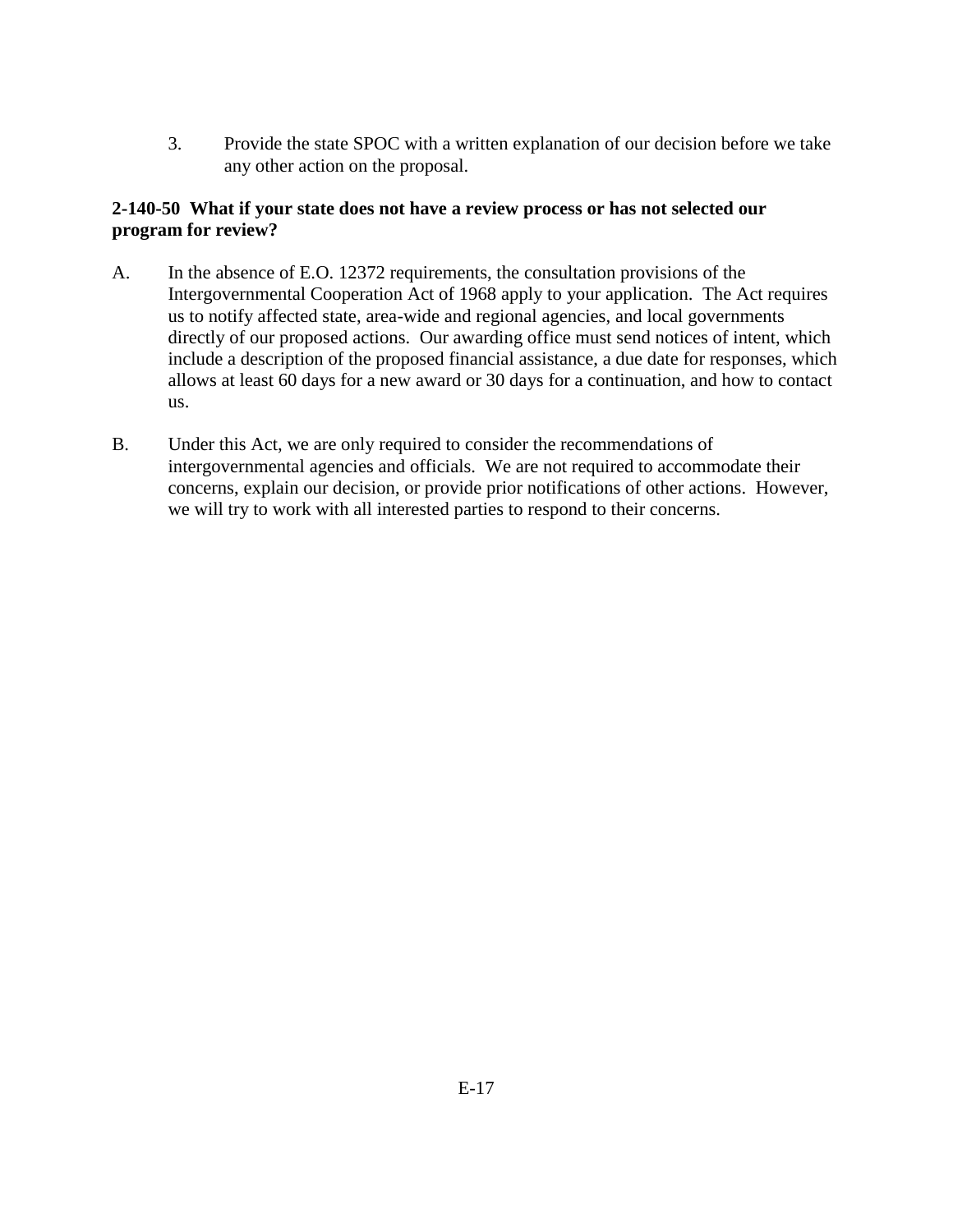3. Provide the state SPOC with a written explanation of our decision before we take any other action on the proposal.

**2-140-50 What if your state does not have a review process or has not selected our program for review?**

A. In the absence of E.O. 12372 requirements, the consultation provisions of the Intergovernmental Cooperation Act of 1968 apply to your application. The Act requires us to notify affected state, area-wide and regional agencies, and local governments directly of our proposed actions. Our awarding office must send notices of intent, which include a description of the proposed financial assistance, a due date for responses, which allows at least 60 days for a new award or 30 days for a continuation, and how to contact us.

B. Under this Act, we are only required to consider the recommendations of intergovernmental agencies and officials. We are not required to accommodate their concerns, explain our decision, or provide prior notifications of other actions. However, we will try to work with all interested parties to respond to their concerns.